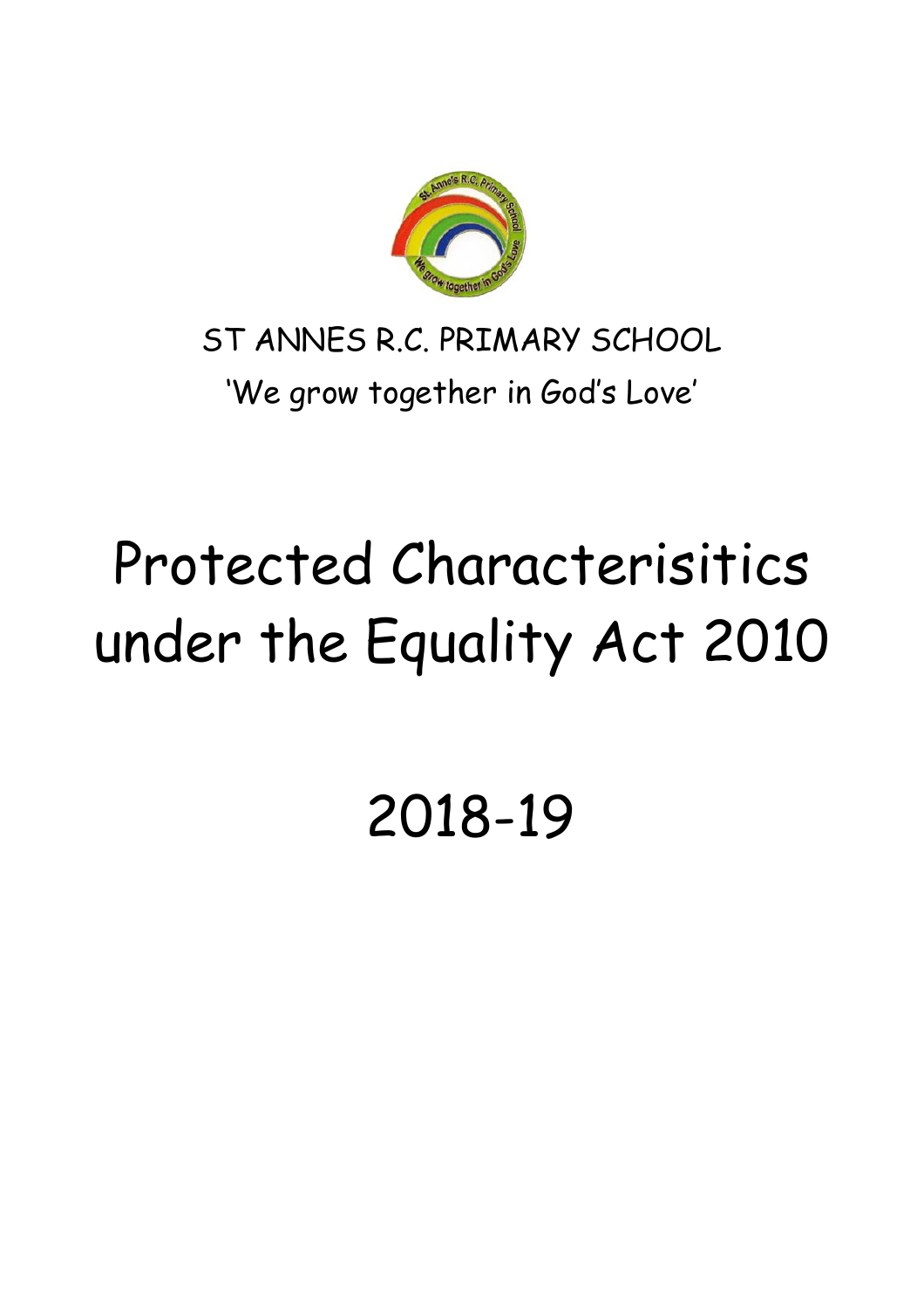ST ANNES R.C. PRIMARY SCHOOL

'We grow together in God's Love'

# Protected Characterisitics under the Equality Act 2010

# 2018-19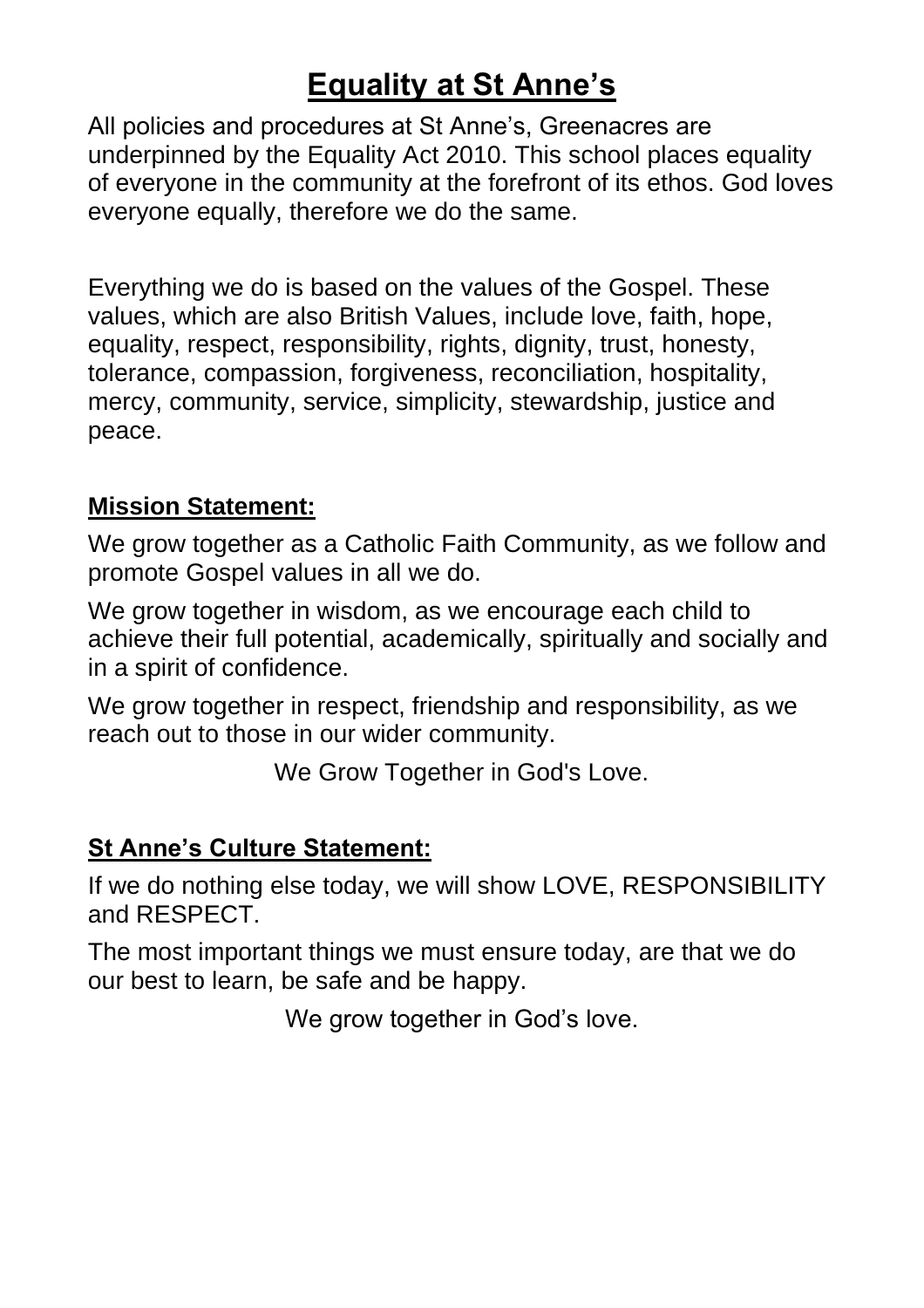# Equality at St Anne's

All policies and procedures at St Anne's, Greenacres are underpinned by the Equality Act 2010. This school places equality of everyone in the community at the forefront of its ethos. God loves everyone equally, therefore we do the same.

Everything we do is based on the values of the Gospel. These values, which are also British Values, include love, faith, hope, equality, respect, responsibility, rights, dignity, trust, honesty, tolerance, compassion, forgiveness, reconciliation, hospitality, mercy, community, service, simplicity, stewardship, justice and peace.

## Mission Statement:

We grow together as a Catholic Faith Community, as we follow and promote Gospel values in all we do.

We grow together in wisdom, as we encourage each child to achieve their full potential, academically, spiritually and socially and in a spirit of confidence.

We grow together in respect, friendship and responsibility, as we reach out to those in our wider community.

We Grow Together in God's Love.

## St Anne's Culture Statement:

If we do nothing else today, we will show LOVE, RESPONSIBILITY and RESPECT.

The most important things we must ensure today, are that we do our best to learn, be safe and be happy.

We grow together in God's love.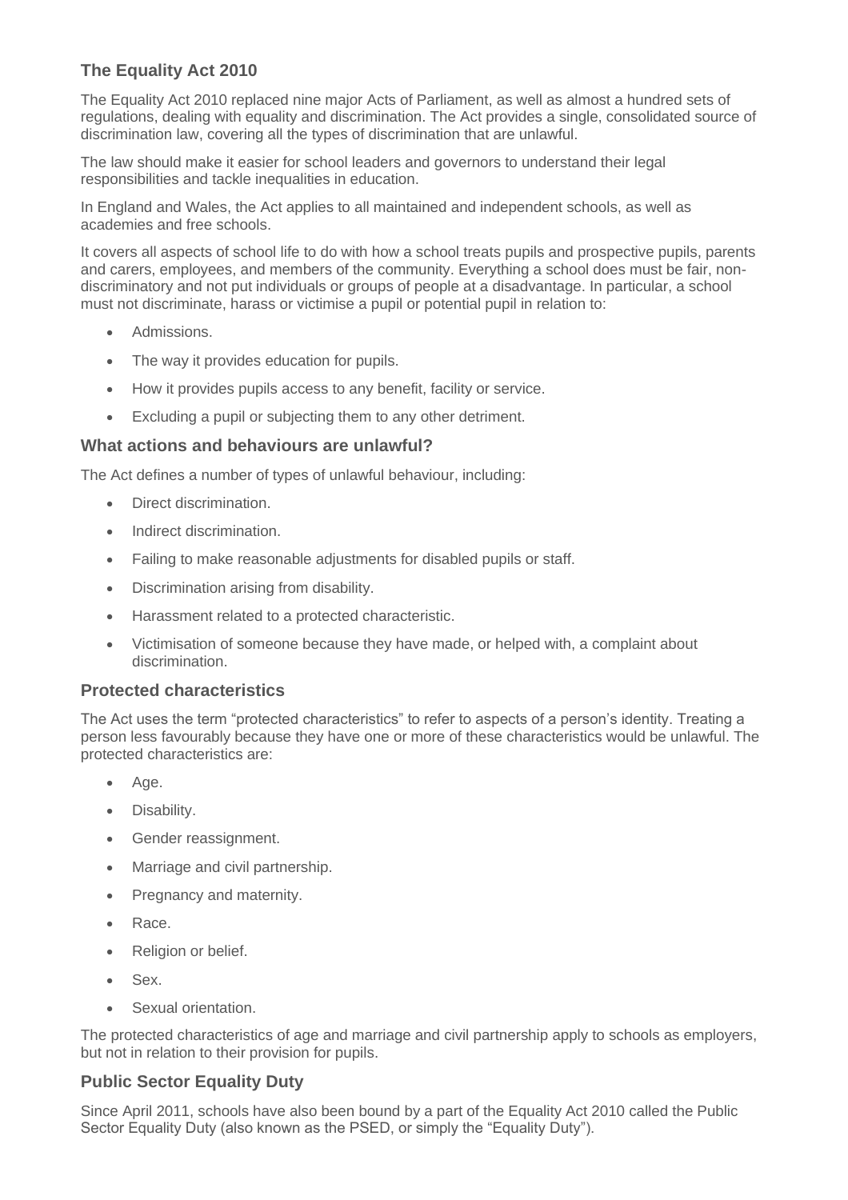## The Equality Act 2010

The Equality Act 2010 replaced nine major Acts of Parliament, as well as almost a hundred sets of regulations, dealing with equality and discrimination. The Act provides a single, consolidated source of discrimination law, covering all the types of discrimination that are unlawful.

The law should make it easier for school leaders and governors to understand their legal responsibilities and tackle inequalities in education.

In England and Wales, the Act applies to all maintained and independent schools, as well as academies and free schools.

It covers all aspects of school life to do with how a school treats pupils and prospective pupils, parents and carers, employees, and members of the community. Everything a school does must be fair, non-discriminatory and not put individuals or groups of people at a disadvantage. In particular, a school must not discriminate, harass or victimise a pupil or potential pupil in relation to:

- Admissions.
- The way it provides education for pupils.
- How it provides pupils access to any benefit, facility or service.
- Excluding a pupil or subjecting them to any other detriment.

### What actions and behaviours are unlawful?

The Act defines a number of types of unlawful behaviour, including:

- Direct discrimination.
- Indirect discrimination.
- Failing to make reasonable adjustments for disabled pupils or staff.
- Discrimination arising from disability.
- Harassment related to a protected characteristic.
- Victimisation of someone because they have made, or helped with, a complaint about discrimination.

### Protected characteristics

The Act uses the term "protected characteristics" to refer to aspects of a person's identity. Treating a person less favourably because they have one or more of these characteristics would be unlawful. The protected characteristics are:

- Age.
- Disability.
- Gender reassignment.
- Marriage and civil partnership.
- Pregnancy and maternity.
- Race.
- Religion or belief.
- Sex.
- Sexual orientation.

The protected characteristics of age and marriage and civil partnership apply to schools as employers, but not in relation to their provision for pupils.

### Public Sector Equality Duty

Since April 2011, schools have also been bound by a part of the Equality Act 2010 called the Public Sector Equality Duty (also known as the PSED, or simply the "Equality Duty").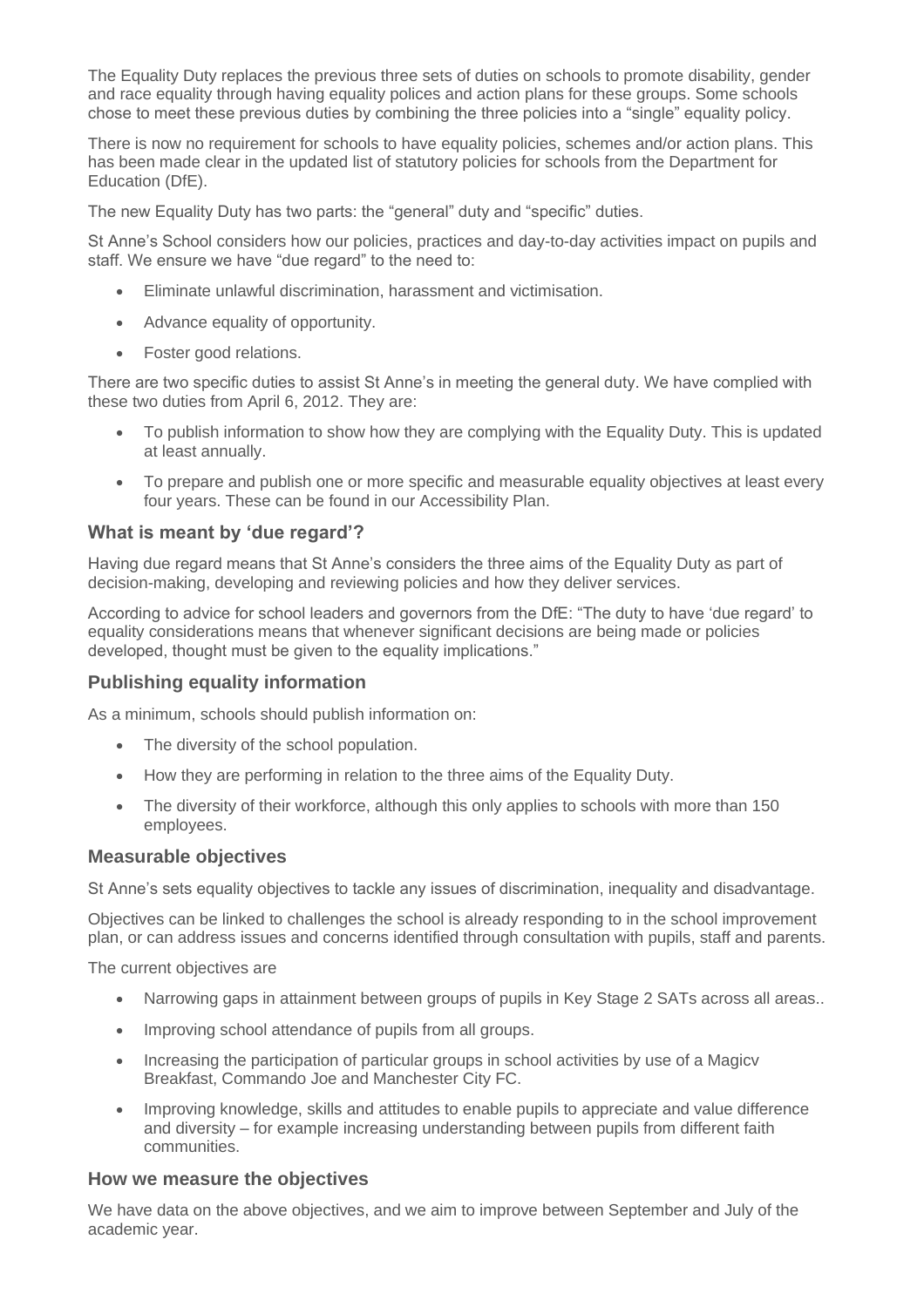The Equality Duty replaces the previous three sets of duties on schools to promote disability, gender and race equality through having equality polices and action plans for these groups. Some schools chose to meet these previous duties by combining the three policies into a "single" equality policy.

There is now no requirement for schools to have equality policies, schemes and/or action plans. This has been made clear in the updated list of statutory policies for schools from the Department for Education (DfE).

The new Equality Duty has two parts: the "general" duty and "specific" duties.

St Anne's School considers how our policies, practices and day-to-day activities impact on pupils and staff. We ensure we have "due regard" to the need to:

- Eliminate unlawful discrimination, harassment and victimisation.
- Advance equality of opportunity.
- Foster good relations.

There are two specific duties to assist St Anne's in meeting the general duty. We have complied with these two duties from April 6, 2012. They are:

- To publish information to show how they are complying with the Equality Duty. This is updated at least annually.
- To prepare and publish one or more specific and measurable equality objectives at least every four years. These can be found in our Accessibility Plan.

### What is meant by 'due regard'?

Having due regard means that St Anne's considers the three aims of the Equality Duty as part of decision-making, developing and reviewing policies and how they deliver services.

According to advice for school leaders and governors from the DfE: "The duty to have 'due regard' to equality considerations means that whenever significant decisions are being made or policies developed, thought must be given to the equality implications."

### Publishing equality information

As a minimum, schools should publish information on:

- The diversity of the school population.
- How they are performing in relation to the three aims of the Equality Duty.
- The diversity of their workforce, although this only applies to schools with more than 150 employees.

### Measurable objectives

St Anne's sets equality objectives to tackle any issues of discrimination, inequality and disadvantage.

Objectives can be linked to challenges the school is already responding to in the school improvement plan, or can address issues and concerns identified through consultation with pupils, staff and parents.

The current objectives are

- Narrowing gaps in attainment between groups of pupils in Key Stage 2 SATs across all areas..
- Improving school attendance of pupils from all groups.
- Increasing the participation of particular groups in school activities by use of a Magicv Breakfast, Commando Joe and Manchester City FC.
- Improving knowledge, skills and attitudes to enable pupils to appreciate and value difference and diversity – for example increasing understanding between pupils from different faith communities.

### How we measure the objectives

We have data on the above objectives, and we aim to improve between September and July of the academic year.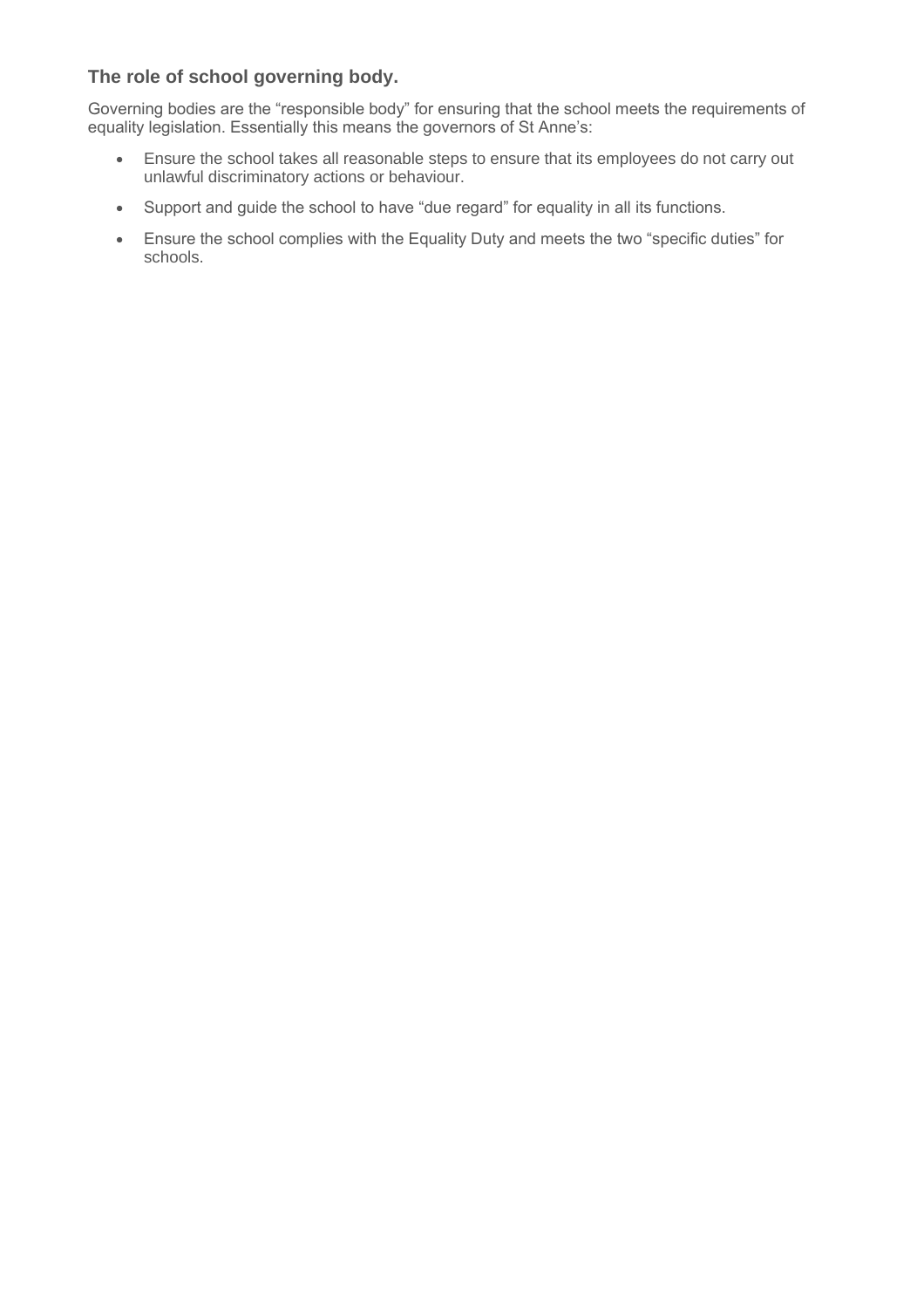## The role of school governing body.

Governing bodies are the "responsible body" for ensuring that the school meets the requirements of equality legislation. Essentially this means the governors of St Anne's:

- Ensure the school takes all reasonable steps to ensure that its employees do not carry out unlawful discriminatory actions or behaviour.
- Support and guide the school to have "due regard" for equality in all its functions.
- Ensure the school complies with the Equality Duty and meets the two "specific duties" for schools.